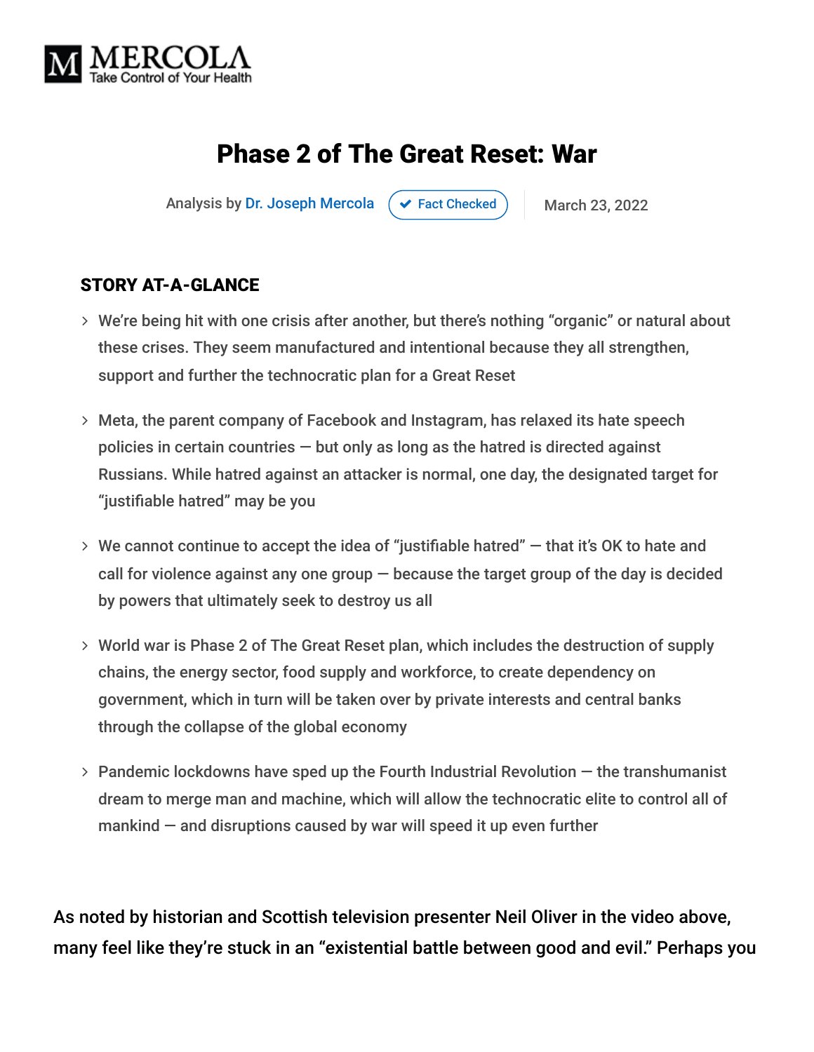**MERCOLA**
Take Control of Your Health

# Phase 2 of The Great Reset: War

Analysis by Dr. Joseph Mercola ✔ Fact Checked | March 23, 2022

## STORY AT-A-GLANCE

- We're being hit with one crisis after another, but there's nothing "organic" or natural about these crises. They seem manufactured and intentional because they all strengthen, support and further the technocratic plan for a Great Reset
- Meta, the parent company of Facebook and Instagram, has relaxed its hate speech policies in certain countries — but only as long as the hatred is directed against Russians. While hatred against an attacker is normal, one day, the designated target for "justifiable hatred" may be you
- We cannot continue to accept the idea of "justifiable hatred" — that it's OK to hate and call for violence against any one group — because the target group of the day is decided by powers that ultimately seek to destroy us all
- World war is Phase 2 of The Great Reset plan, which includes the destruction of supply chains, the energy sector, food supply and workforce, to create dependency on government, which in turn will be taken over by private interests and central banks through the collapse of the global economy
- Pandemic lockdowns have sped up the Fourth Industrial Revolution — the transhumanist dream to merge man and machine, which will allow the technocratic elite to control all of mankind — and disruptions caused by war will speed it up even further

As noted by historian and Scottish television presenter Neil Oliver in the video above, many feel like they're stuck in an "existential battle between good and evil." Perhaps you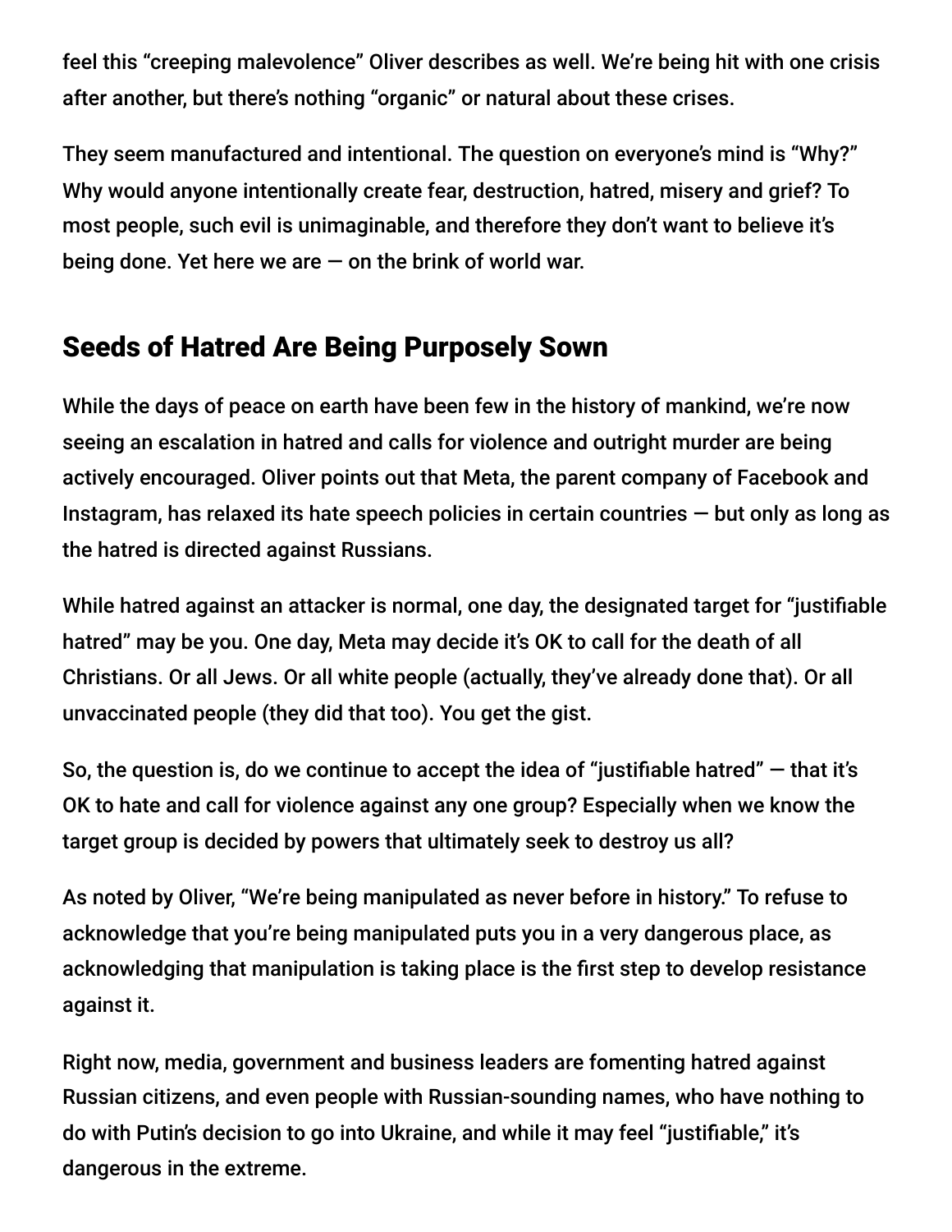feel this "creeping malevolence" Oliver describes as well. We're being hit with one crisis after another, but there's nothing "organic" or natural about these crises.

They seem manufactured and intentional. The question on everyone's mind is "Why?" Why would anyone intentionally create fear, destruction, hatred, misery and grief? To most people, such evil is unimaginable, and therefore they don't want to believe it's being done. Yet here we are — on the brink of world war.

## Seeds of Hatred Are Being Purposely Sown

While the days of peace on earth have been few in the history of mankind, we're now seeing an escalation in hatred and calls for violence and outright murder are being actively encouraged. Oliver points out that Meta, the parent company of Facebook and Instagram, has relaxed its hate speech policies in certain countries — but only as long as the hatred is directed against Russians.

While hatred against an attacker is normal, one day, the designated target for "justifiable hatred" may be you. One day, Meta may decide it's OK to call for the death of all Christians. Or all Jews. Or all white people (actually, they've already done that). Or all unvaccinated people (they did that too). You get the gist.

So, the question is, do we continue to accept the idea of "justifiable hatred" — that it's OK to hate and call for violence against any one group? Especially when we know the target group is decided by powers that ultimately seek to destroy us all?

As noted by Oliver, "We're being manipulated as never before in history." To refuse to acknowledge that you're being manipulated puts you in a very dangerous place, as acknowledging that manipulation is taking place is the first step to develop resistance against it.

Right now, media, government and business leaders are fomenting hatred against Russian citizens, and even people with Russian-sounding names, who have nothing to do with Putin's decision to go into Ukraine, and while it may feel "justifiable," it's dangerous in the extreme.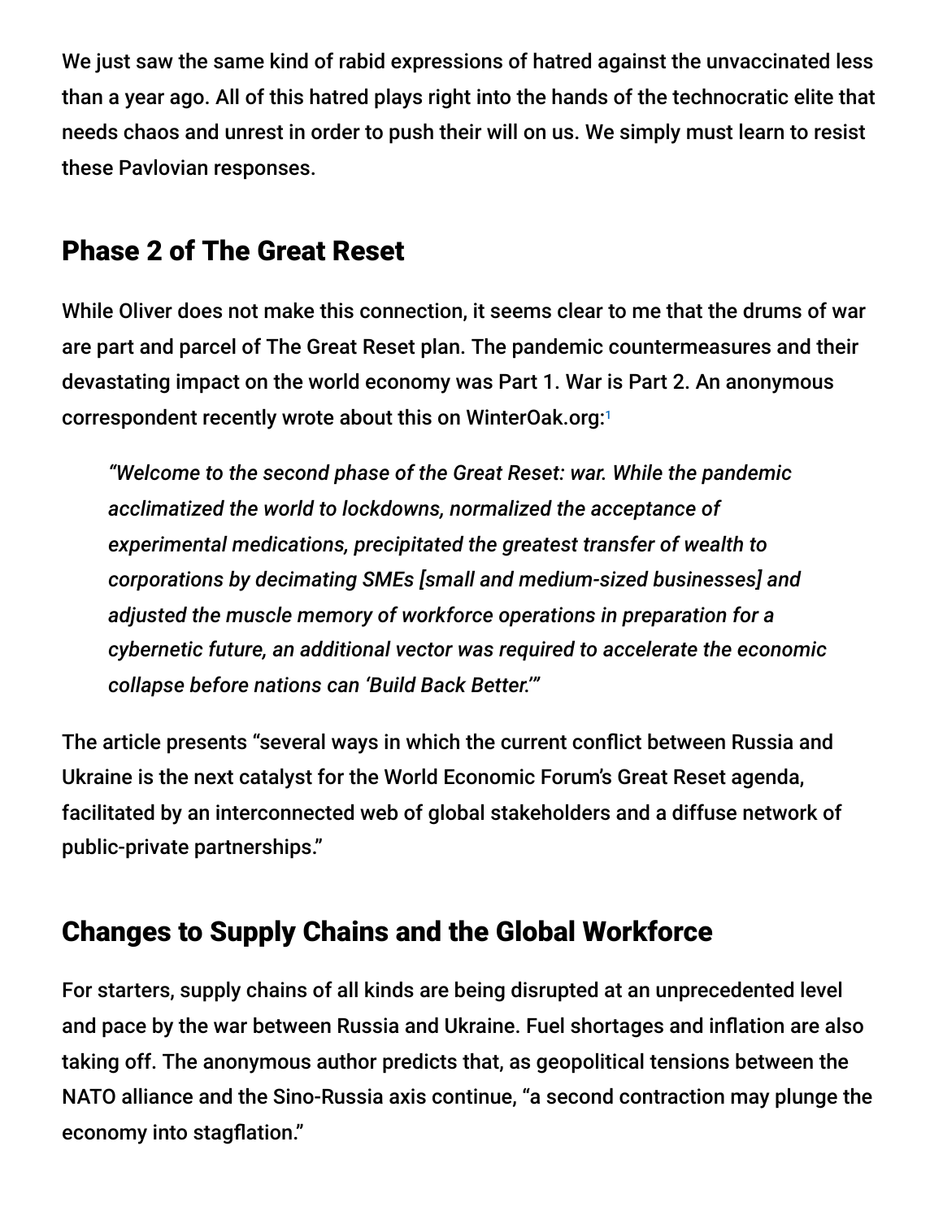We just saw the same kind of rabid expressions of hatred against the unvaccinated less than a year ago. All of this hatred plays right into the hands of the technocratic elite that needs chaos and unrest in order to push their will on us. We simply must learn to resist these Pavlovian responses.

## Phase 2 of The Great Reset

While Oliver does not make this connection, it seems clear to me that the drums of war are part and parcel of The Great Reset plan. The pandemic countermeasures and their devastating impact on the world economy was Part 1. War is Part 2. An anonymous correspondent recently wrote about this on WinterOak.org:[1]

> *"Welcome to the second phase of the Great Reset: war. While the pandemic acclimatized the world to lockdowns, normalized the acceptance of experimental medications, precipitated the greatest transfer of wealth to corporations by decimating SMEs [small and medium-sized businesses] and adjusted the muscle memory of workforce operations in preparation for a cybernetic future, an additional vector was required to accelerate the economic collapse before nations can 'Build Back Better.'"*

The article presents "several ways in which the current conflict between Russia and Ukraine is the next catalyst for the World Economic Forum's Great Reset agenda, facilitated by an interconnected web of global stakeholders and a diffuse network of public-private partnerships."

## Changes to Supply Chains and the Global Workforce

For starters, supply chains of all kinds are being disrupted at an unprecedented level and pace by the war between Russia and Ukraine. Fuel shortages and inflation are also taking off. The anonymous author predicts that, as geopolitical tensions between the NATO alliance and the Sino-Russia axis continue, "a second contraction may plunge the economy into stagflation."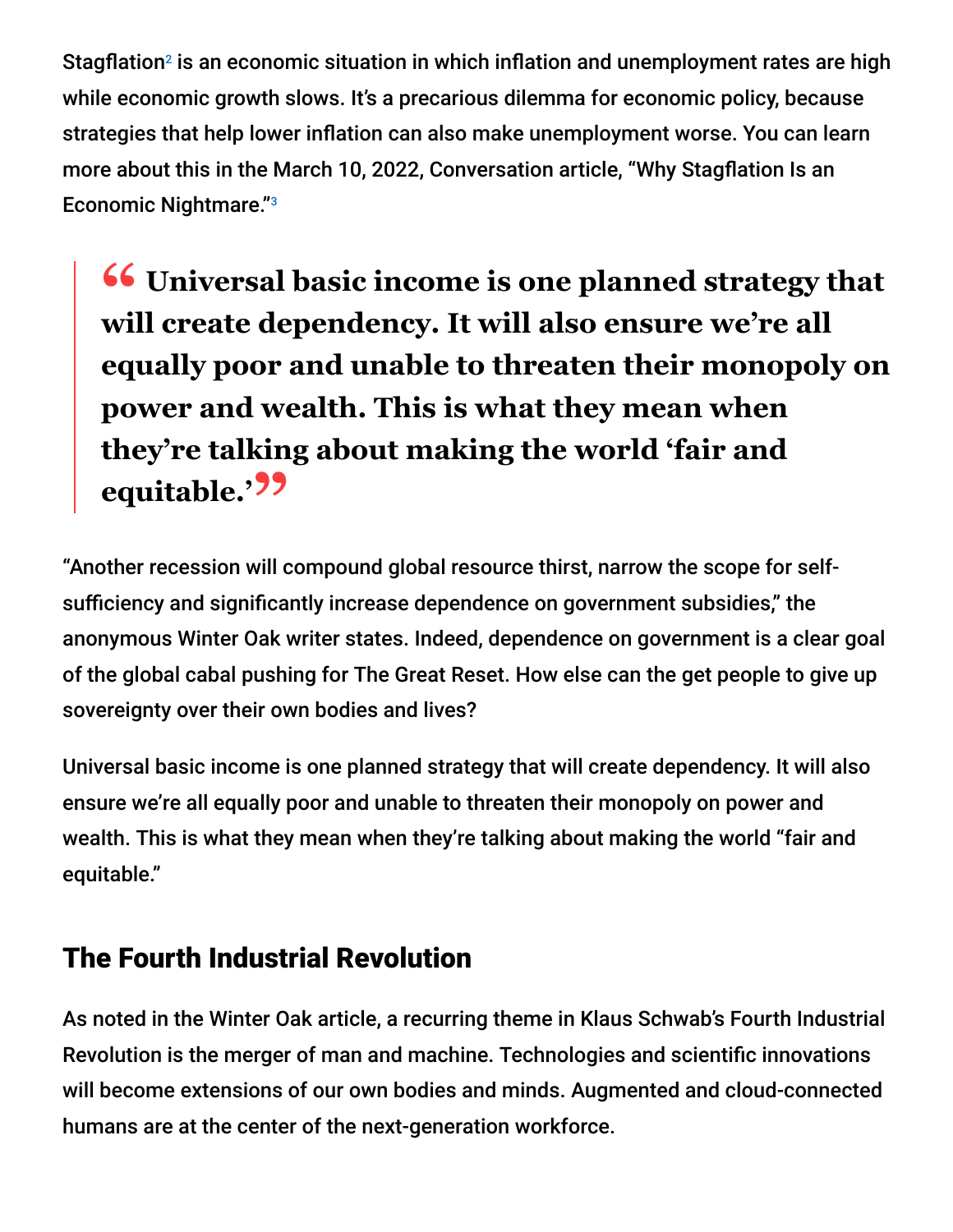Stagflation[2] is an economic situation in which inflation and unemployment rates are high while economic growth slows. It's a precarious dilemma for economic policy, because strategies that help lower inflation can also make unemployment worse. You can learn more about this in the March 10, 2022, Conversation article, "Why Stagflation Is an Economic Nightmare."[3]

> **"Universal basic income is one planned strategy that will create dependency. It will also ensure we're all equally poor and unable to threaten their monopoly on power and wealth. This is what they mean when they're talking about making the world 'fair and equitable.'"**

"Another recession will compound global resource thirst, narrow the scope for self-sufficiency and significantly increase dependence on government subsidies," the anonymous Winter Oak writer states. Indeed, dependence on government is a clear goal of the global cabal pushing for The Great Reset. How else can the get people to give up sovereignty over their own bodies and lives?

Universal basic income is one planned strategy that will create dependency. It will also ensure we're all equally poor and unable to threaten their monopoly on power and wealth. This is what they mean when they're talking about making the world "fair and equitable."

## The Fourth Industrial Revolution

As noted in the Winter Oak article, a recurring theme in Klaus Schwab's Fourth Industrial Revolution is the merger of man and machine. Technologies and scientific innovations will become extensions of our own bodies and minds. Augmented and cloud-connected humans are at the center of the next-generation workforce.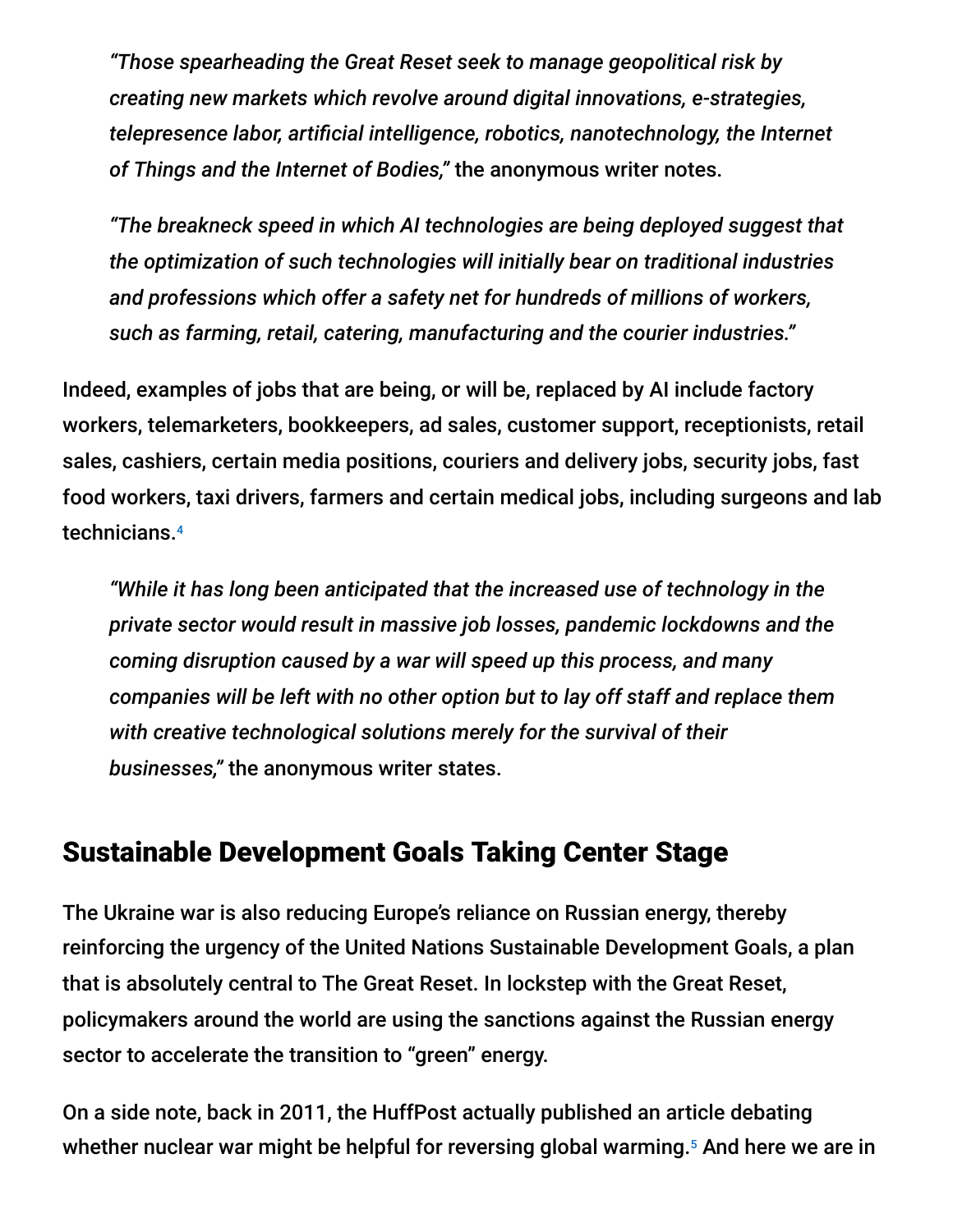> *"Those spearheading the Great Reset seek to manage geopolitical risk by creating new markets which revolve around digital innovations, e-strategies, telepresence labor, artificial intelligence, robotics, nanotechnology, the Internet of Things and the Internet of Bodies,"* the anonymous writer notes.
>
> *"The breakneck speed in which AI technologies are being deployed suggest that the optimization of such technologies will initially bear on traditional industries and professions which offer a safety net for hundreds of millions of workers, such as farming, retail, catering, manufacturing and the courier industries."*

Indeed, examples of jobs that are being, or will be, replaced by AI include factory workers, telemarketers, bookkeepers, ad sales, customer support, receptionists, retail sales, cashiers, certain media positions, couriers and delivery jobs, security jobs, fast food workers, taxi drivers, farmers and certain medical jobs, including surgeons and lab technicians.[4]

> *"While it has long been anticipated that the increased use of technology in the private sector would result in massive job losses, pandemic lockdowns and the coming disruption caused by a war will speed up this process, and many companies will be left with no other option but to lay off staff and replace them with creative technological solutions merely for the survival of their businesses,"* the anonymous writer states.

## Sustainable Development Goals Taking Center Stage

The Ukraine war is also reducing Europe's reliance on Russian energy, thereby reinforcing the urgency of the United Nations Sustainable Development Goals, a plan that is absolutely central to The Great Reset. In lockstep with the Great Reset, policymakers around the world are using the sanctions against the Russian energy sector to accelerate the transition to "green" energy.

On a side note, back in 2011, the HuffPost actually published an article debating whether nuclear war might be helpful for reversing global warming.[5] And here we are in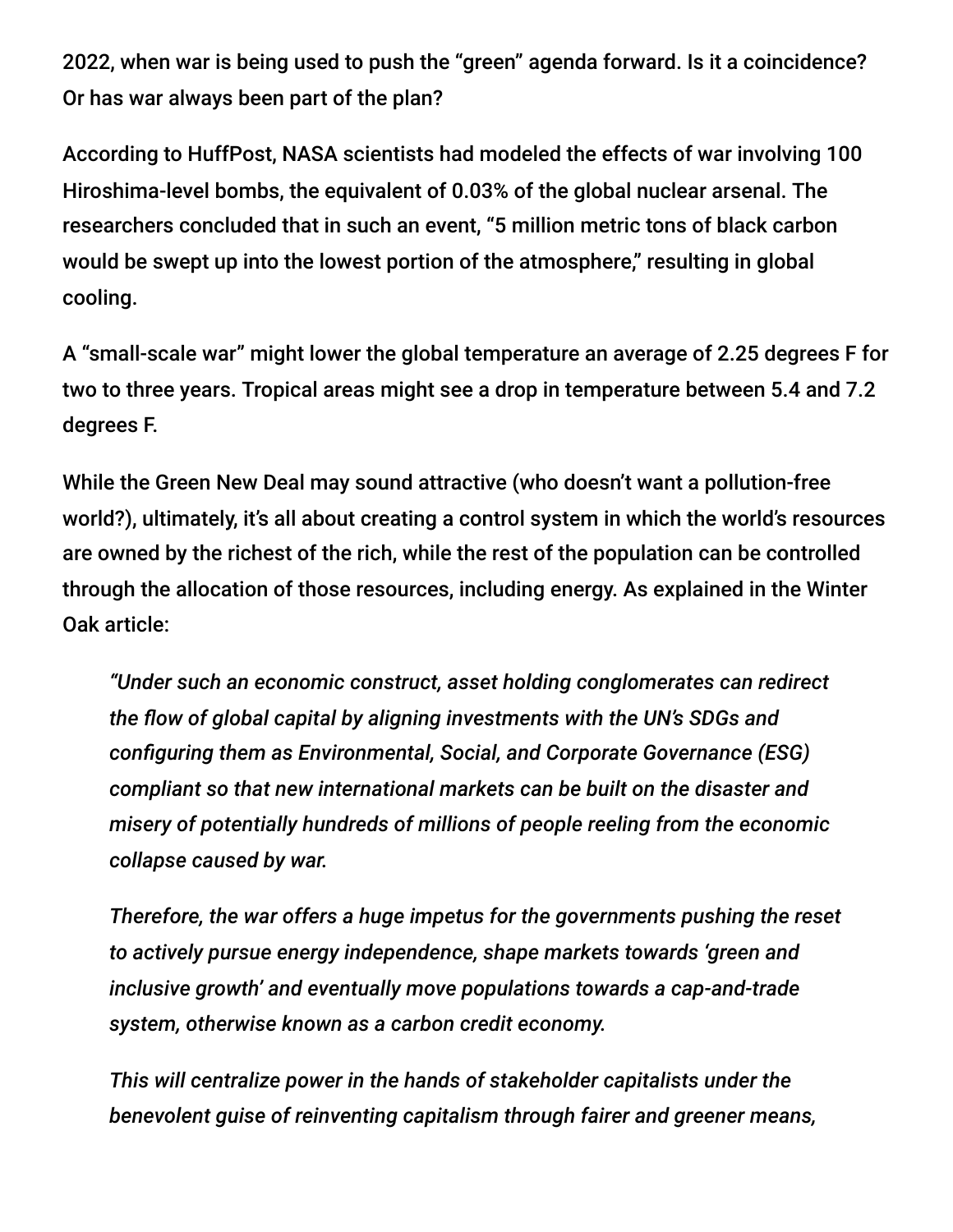2022, when war is being used to push the "green" agenda forward. Is it a coincidence? Or has war always been part of the plan?

According to HuffPost, NASA scientists had modeled the effects of war involving 100 Hiroshima-level bombs, the equivalent of 0.03% of the global nuclear arsenal. The researchers concluded that in such an event, "5 million metric tons of black carbon would be swept up into the lowest portion of the atmosphere," resulting in global cooling.

A "small-scale war" might lower the global temperature an average of 2.25 degrees F for two to three years. Tropical areas might see a drop in temperature between 5.4 and 7.2 degrees F.

While the Green New Deal may sound attractive (who doesn't want a pollution-free world?), ultimately, it's all about creating a control system in which the world's resources are owned by the richest of the rich, while the rest of the population can be controlled through the allocation of those resources, including energy. As explained in the Winter Oak article:

> *"Under such an economic construct, asset holding conglomerates can redirect the flow of global capital by aligning investments with the UN's SDGs and configuring them as Environmental, Social, and Corporate Governance (ESG) compliant so that new international markets can be built on the disaster and misery of potentially hundreds of millions of people reeling from the economic collapse caused by war.*
>
> *Therefore, the war offers a huge impetus for the governments pushing the reset to actively pursue energy independence, shape markets towards 'green and inclusive growth' and eventually move populations towards a cap-and-trade system, otherwise known as a carbon credit economy.*
>
> *This will centralize power in the hands of stakeholder capitalists under the benevolent guise of reinventing capitalism through fairer and greener means,*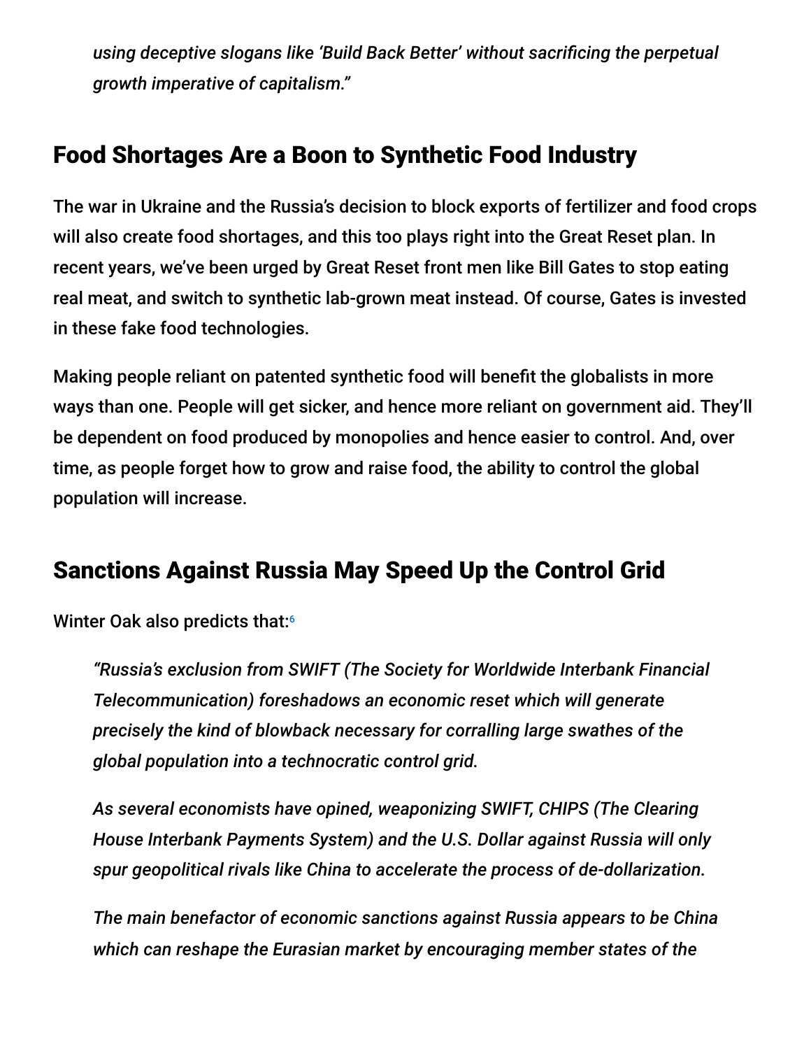*using deceptive slogans like 'Build Back Better' without sacrificing the perpetual growth imperative of capitalism."*

## Food Shortages Are a Boon to Synthetic Food Industry

The war in Ukraine and the Russia's decision to block exports of fertilizer and food crops will also create food shortages, and this too plays right into the Great Reset plan. In recent years, we've been urged by Great Reset front men like Bill Gates to stop eating real meat, and switch to synthetic lab-grown meat instead. Of course, Gates is invested in these fake food technologies.

Making people reliant on patented synthetic food will benefit the globalists in more ways than one. People will get sicker, and hence more reliant on government aid. They'll be dependent on food produced by monopolies and hence easier to control. And, over time, as people forget how to grow and raise food, the ability to control the global population will increase.

## Sanctions Against Russia May Speed Up the Control Grid

Winter Oak also predicts that:[6]

> *"Russia's exclusion from SWIFT (The Society for Worldwide Interbank Financial Telecommunication) foreshadows an economic reset which will generate precisely the kind of blowback necessary for corralling large swathes of the global population into a technocratic control grid.*
>
> *As several economists have opined, weaponizing SWIFT, CHIPS (The Clearing House Interbank Payments System) and the U.S. Dollar against Russia will only spur geopolitical rivals like China to accelerate the process of de-dollarization.*
>
> *The main benefactor of economic sanctions against Russia appears to be China which can reshape the Eurasian market by encouraging member states of the*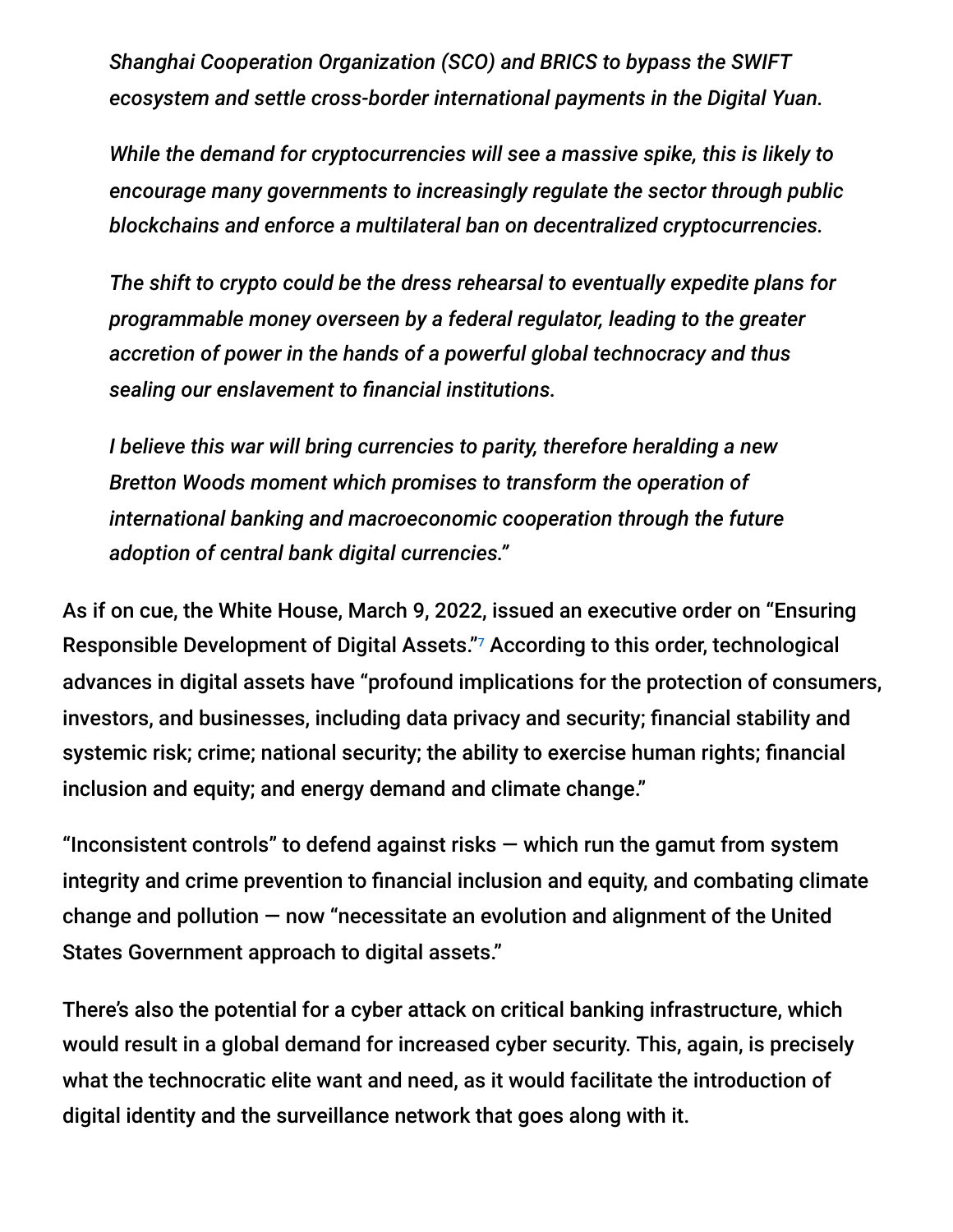*Shanghai Cooperation Organization (SCO) and BRICS to bypass the SWIFT ecosystem and settle cross-border international payments in the Digital Yuan.*

*While the demand for cryptocurrencies will see a massive spike, this is likely to encourage many governments to increasingly regulate the sector through public blockchains and enforce a multilateral ban on decentralized cryptocurrencies.*

*The shift to crypto could be the dress rehearsal to eventually expedite plans for programmable money overseen by a federal regulator, leading to the greater accretion of power in the hands of a powerful global technocracy and thus sealing our enslavement to financial institutions.*

*I believe this war will bring currencies to parity, therefore heralding a new Bretton Woods moment which promises to transform the operation of international banking and macroeconomic cooperation through the future adoption of central bank digital currencies."*

As if on cue, the White House, March 9, 2022, issued an executive order on "Ensuring Responsible Development of Digital Assets."[7] According to this order, technological advances in digital assets have "profound implications for the protection of consumers, investors, and businesses, including data privacy and security; financial stability and systemic risk; crime; national security; the ability to exercise human rights; financial inclusion and equity; and energy demand and climate change."

"Inconsistent controls" to defend against risks — which run the gamut from system integrity and crime prevention to financial inclusion and equity, and combating climate change and pollution — now "necessitate an evolution and alignment of the United States Government approach to digital assets."

There's also the potential for a cyber attack on critical banking infrastructure, which would result in a global demand for increased cyber security. This, again, is precisely what the technocratic elite want and need, as it would facilitate the introduction of digital identity and the surveillance network that goes along with it.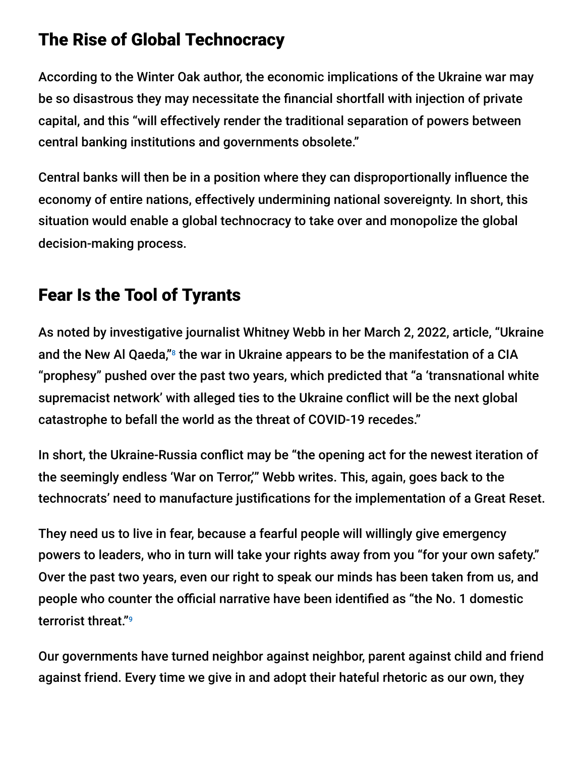## The Rise of Global Technocracy

According to the Winter Oak author, the economic implications of the Ukraine war may be so disastrous they may necessitate the financial shortfall with injection of private capital, and this "will effectively render the traditional separation of powers between central banking institutions and governments obsolete."

Central banks will then be in a position where they can disproportionally influence the economy of entire nations, effectively undermining national sovereignty. In short, this situation would enable a global technocracy to take over and monopolize the global decision-making process.

## Fear Is the Tool of Tyrants

As noted by investigative journalist Whitney Webb in her March 2, 2022, article, "Ukraine and the New Al Qaeda,"[8] the war in Ukraine appears to be the manifestation of a CIA "prophesy" pushed over the past two years, which predicted that "a 'transnational white supremacist network' with alleged ties to the Ukraine conflict will be the next global catastrophe to befall the world as the threat of COVID-19 recedes."

In short, the Ukraine-Russia conflict may be "the opening act for the newest iteration of the seemingly endless 'War on Terror,'" Webb writes. This, again, goes back to the technocrats' need to manufacture justifications for the implementation of a Great Reset.

They need us to live in fear, because a fearful people will willingly give emergency powers to leaders, who in turn will take your rights away from you "for your own safety." Over the past two years, even our right to speak our minds has been taken from us, and people who counter the official narrative have been identified as "the No. 1 domestic terrorist threat."[9]

Our governments have turned neighbor against neighbor, parent against child and friend against friend. Every time we give in and adopt their hateful rhetoric as our own, they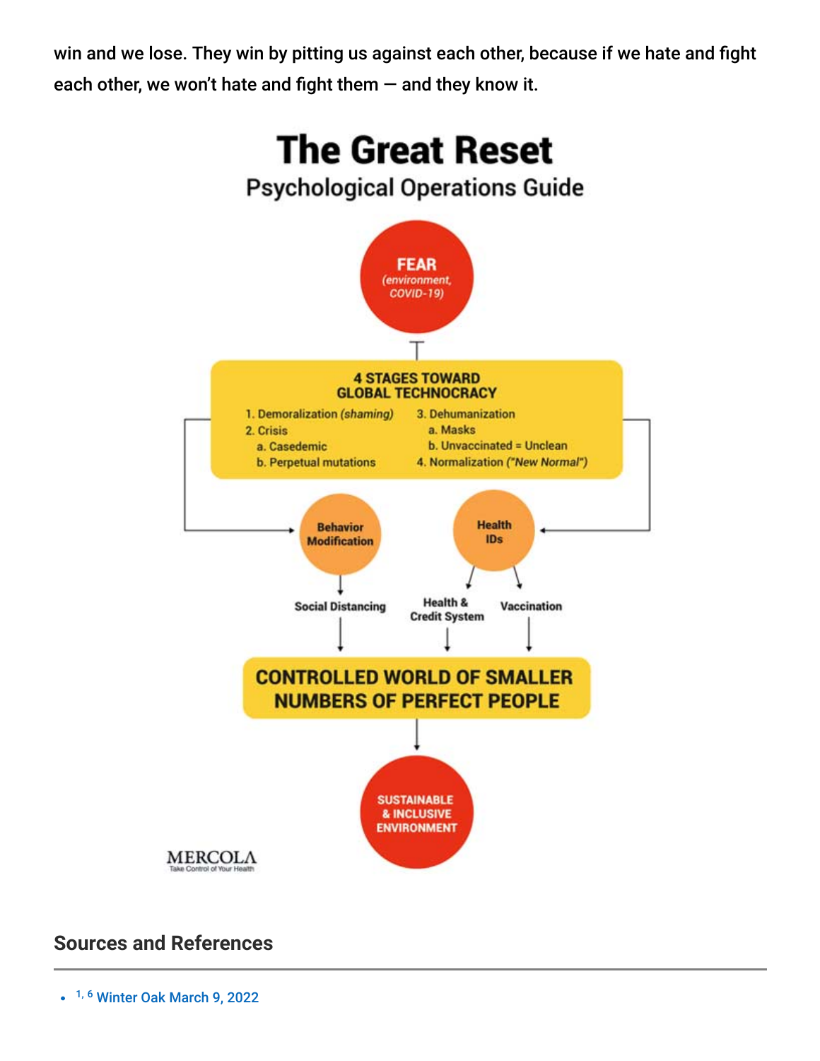win and we lose. They win by pitting us against each other, because if we hate and fight each other, we won't hate and fight them — and they know it.

**The Great Reset**

**Psychological Operations Guide**

**FEAR** *(environment, COVID-19)*

**4 STAGES TOWARD GLOBAL TECHNOCRACY**

1. Demoralization *(shaming)*
2. Crisis
   a. Casedemic
   b. Perpetual mutations
3. Dehumanization
   a. Masks
   b. Unvaccinated = Unclean
4. Normalization *("New Normal")*

**Behavior Modification**

- Social Distancing

**Health IDs**

- Health & Credit System
- Vaccination

**CONTROLLED WORLD OF SMALLER NUMBERS OF PERFECT PEOPLE**

**SUSTAINABLE & INCLUSIVE ENVIRONMENT**

MERCOLA
Take Control of Your Health

## Sources and References

- [1, 6] Winter Oak March 9, 2022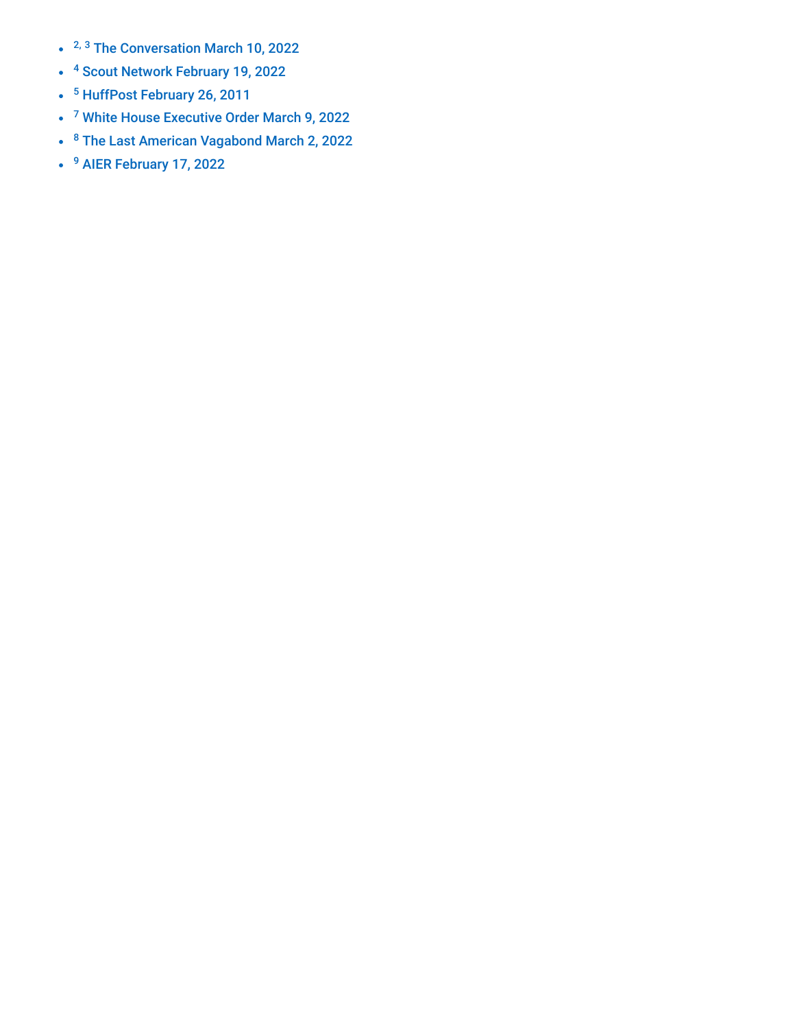- [2, 3] The Conversation March 10, 2022
- [4] Scout Network February 19, 2022
- [5] HuffPost February 26, 2011
- [7] White House Executive Order March 9, 2022
- [8] The Last American Vagabond March 2, 2022
- [9] AIER February 17, 2022